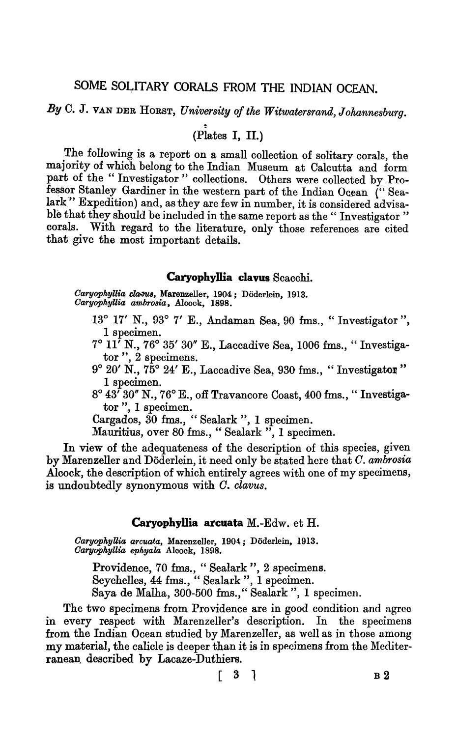# SOME SOLITARY CORALS FROM THE INDIAN OCEAN.

*By* C. J. VAN DER HORST, *University of the Witwatersrand, Johannesburg.*

(Plates I, II.)

The following is a report on a small collection of solitary corals, the majority of which belong to the Indian Museum at Calcutta and form part of the "Investigator" collections. Others were collected by Professor Stanley Gardiner in the western part of the Indian Ocean ("Sealark" Expedition) and, as they are few in number, it is considered advisable that they should be included in the same report as the "Investigator" corals. With regard to the literature, only those references are cited that give the most important details.

### **Caryophyllia clavus** Scacchi.

*Caryophyllia clavus*, Marenzeller, 1904; Döderlein, 1913.
*Caryophyllia ambrosia*, Alcock, 1898.

13° 17′ N., 93° 7′ E., Andaman Sea, 90 fms., "Investigator", 1 specimen.
7° 11′ N., 76° 35′ 30″ E., Laccadive Sea, 1006 fms., "Investigator", 2 specimens.
9° 20′ N., 75° 24′ E., Laccadive Sea, 930 fms., "Investigator" 1 specimen.
8° 43′ 30″ N., 76° E., off Travancore Coast, 400 fms., "Investigator", 1 specimen.
Cargados, 30 fms., "Sealark", 1 specimen.
Mauritius, over 80 fms., "Sealark", 1 specimen.

In view of the adequateness of the description of this species, given by Marenzeller and Döderlein, it need only be stated here that *C. ambrosia* Alcock, the description of which entirely agrees with one of my specimens, is undoubtedly synonymous with *C. clavus*.

### **Caryophyllia arcuata** M.-Edw. et H.

*Caryophyllia arcuata*, Marenzeller, 1904; Döderlein, 1913.
*Caryophyllia ephyala* Alcock, 1898.

Providence, 70 fms., "Sealark", 2 specimens.
Seychelles, 44 fms., "Sealark", 1 specimen.
Saya de Malha, 300-500 fms., "Sealark", 1 specimen.

The two specimens from Providence are in good condition and agree in every respect with Marenzeller's description. In the specimens from the Indian Ocean studied by Marenzeller, as well as in those among my material, the calicle is deeper than it is in specimens from the Mediterranean, described by Lacaze-Duthiers.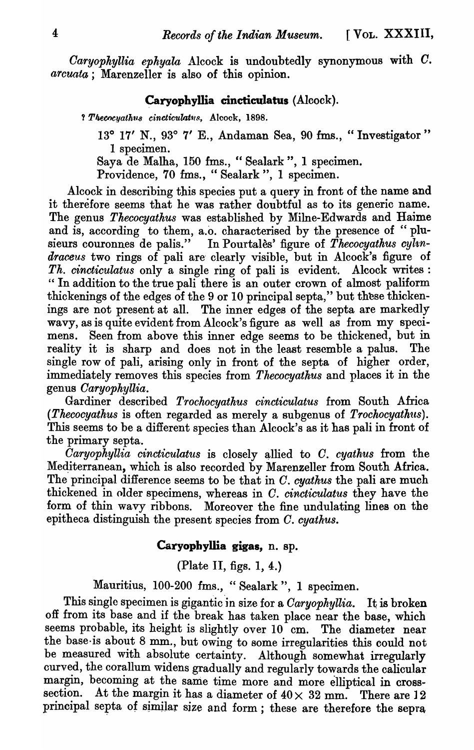*Caryophyllia ephyala* Alcock is undoubtedly synonymous with *C. arcuata*; Marenzeller is also of this opinion.

### Caryophyllia cincticulatus (Alcock).

? *Thecocyathus cincticulatus*, Alcock, 1898.

13° 17′ N., 93° 7′ E., Andaman Sea, 90 fms., "Investigator" 1 specimen.
Saya de Malha, 150 fms., "Sealark", 1 specimen.
Providence, 70 fms., "Sealark", 1 specimen.

Alcock in describing this species put a query in front of the name and it therefore seems that he was rather doubtful as to its generic name. The genus *Thecocyathus* was established by Milne-Edwards and Haime and is, according to them, a.o. characterised by the presence of "plusieurs couronnes de palis." In Pourtalès' figure of *Thecocyathus cylindraceus* two rings of pali are clearly visible, but in Alcock's figure of *Th. cincticulatus* only a single ring of pali is evident. Alcock writes: "In addition to the true pali there is an outer crown of almost paliform thickenings of the edges of the 9 or 10 principal septa," but these thickenings are not present at all. The inner edges of the septa are markedly wavy, as is quite evident from Alcock's figure as well as from my specimens. Seen from above this inner edge seems to be thickened, but in reality it is sharp and does not in the least resemble a palus. The single row of pali, arising only in front of the septa of higher order, immediately removes this species from *Thecocyathus* and places it in the genus *Caryophyllia*.

Gardiner described *Trochocyathus cincticulatus* from South Africa (*Thecocyathus* is often regarded as merely a subgenus of *Trochocyathus*). This seems to be a different species than Alcock's as it has pali in front of the primary septa.

*Caryophyllia cincticulatus* is closely allied to *C. cyathus* from the Mediterranean, which is also recorded by Marenzeller from South Africa. The principal difference seems to be that in *C. cyathus* the pali are much thickened in older specimens, whereas in *C. cincticulatus* they have the form of thin wavy ribbons. Moreover the fine undulating lines on the epitheca distinguish the present species from *C. cyathus*.

### Caryophyllia gigas, n. sp.

(Plate II, figs. 1, 4.)

Mauritius, 100-200 fms., "Sealark", 1 specimen.

This single specimen is gigantic in size for a *Caryophyllia*. It is broken off from its base and if the break has taken place near the base, which seems probable, its height is slightly over 10 cm. The diameter near the base is about 8 mm., but owing to some irregularities this could not be measured with absolute certainty. Although somewhat irregularly curved, the corallum widens gradually and regularly towards the calicular margin, becoming at the same time more and more elliptical in cross-section. At the margin it has a diameter of 40 × 32 mm. There are 12 principal septa of similar size and form; these are therefore the sepra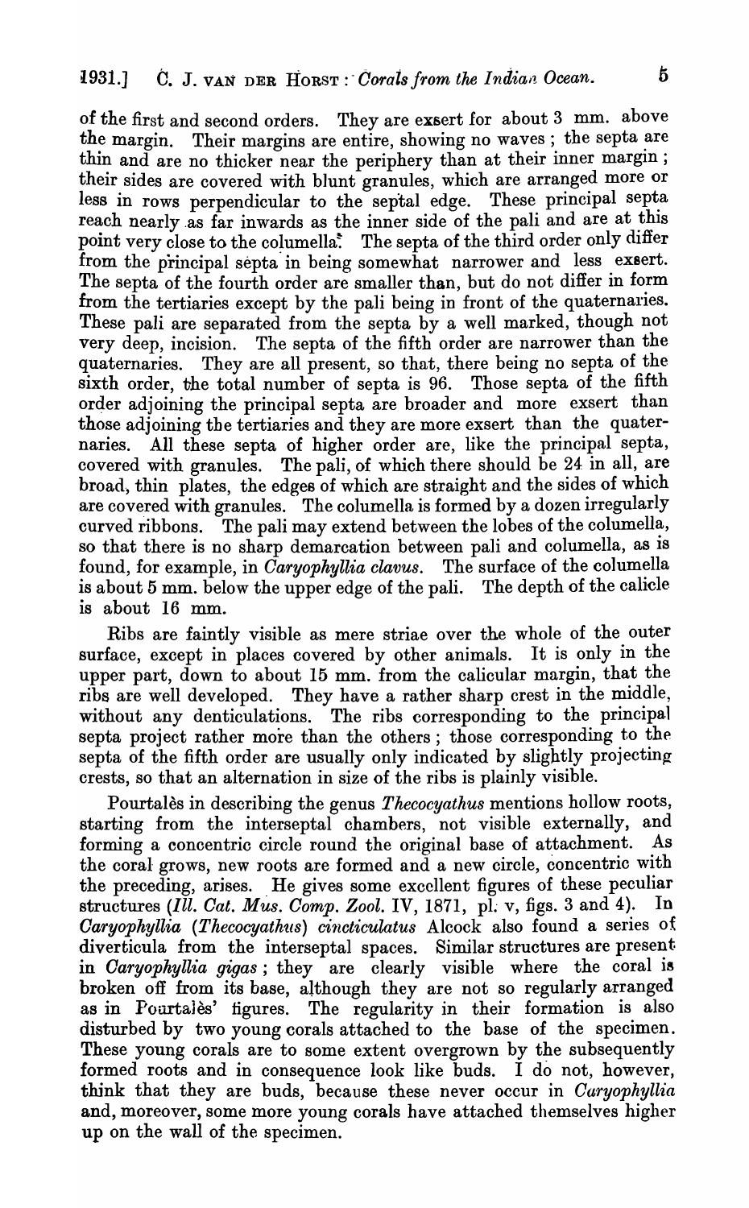of the first and second orders. They are exsert for about 3 mm. above the margin. Their margins are entire, showing no waves; the septa are thin and are no thicker near the periphery than at their inner margin; their sides are covered with blunt granules, which are arranged more or less in rows perpendicular to the septal edge. These principal septa reach nearly as far inwards as the inner side of the pali and are at this point very close to the columella. The septa of the third order only differ from the principal septa in being somewhat narrower and less exsert. The septa of the fourth order are smaller than, but do not differ in form from the tertiaries except by the pali being in front of the quaternaries. These pali are separated from the septa by a well marked, though not very deep, incision. The septa of the fifth order are narrower than the quaternaries. They are all present, so that, there being no septa of the sixth order, the total number of septa is 96. Those septa of the fifth order adjoining the principal septa are broader and more exsert than those adjoining the tertiaries and they are more exsert than the quaternaries. All these septa of higher order are, like the principal septa, covered with granules. The pali, of which there should be 24 in all, are broad, thin plates, the edges of which are straight and the sides of which are covered with granules. The columella is formed by a dozen irregularly curved ribbons. The pali may extend between the lobes of the columella, so that there is no sharp demarcation between pali and columella, as is found, for example, in *Caryophyllia clavus*. The surface of the columella is about 5 mm. below the upper edge of the pali. The depth of the calicle is about 16 mm.

Ribs are faintly visible as mere striae over the whole of the outer surface, except in places covered by other animals. It is only in the upper part, down to about 15 mm. from the calicular margin, that the ribs are well developed. They have a rather sharp crest in the middle, without any denticulations. The ribs corresponding to the principal septa project rather more than the others; those corresponding to the septa of the fifth order are usually only indicated by slightly projecting crests, so that an alternation in size of the ribs is plainly visible.

Pourtalès in describing the genus *Thecocyathus* mentions hollow roots, starting from the interseptal chambers, not visible externally, and forming a concentric circle round the original base of attachment. As the coral grows, new roots are formed and a new circle, concentric with the preceding, arises. He gives some excellent figures of these peculiar structures (*Ill. Cat. Mus. Comp. Zool.* IV, 1871, pl. v, figs. 3 and 4). In *Caryophyllia* (*Thecocyathus*) *cincticulatus* Alcock also found a series of diverticula from the interseptal spaces. Similar structures are present in *Caryophyllia gigas*; they are clearly visible where the coral is broken off from its base, although they are not so regularly arranged as in Pourtalès' figures. The regularity in their formation is also disturbed by two young corals attached to the base of the specimen. These young corals are to some extent overgrown by the subsequently formed roots and in consequence look like buds. I do not, however, think that they are buds, because these never occur in *Caryophyllia* and, moreover, some more young corals have attached themselves higher up on the wall of the specimen.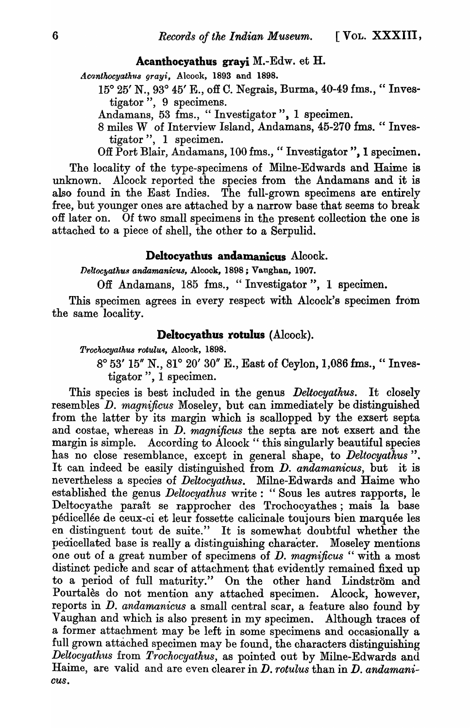**Acanthocyathus grayi** M.-Edw. et H.

*Acanthocyathus grayi*, Alcock, 1893 and 1898.

15° 25′ N., 93° 45′ E., off C. Negrais, Burma, 40-49 fms., "Investigator", 9 specimens.

Andamans, 53 fms., "Investigator", 1 specimen.

8 miles W of Interview Island, Andamans, 45-270 fms. "Investigator", 1 specimen.

Off Port Blair, Andamans, 100 fms., "Investigator", 1 specimen.

The locality of the type-specimens of Milne-Edwards and Haime is unknown. Alcock reported the species from the Andamans and it is also found in the East Indies. The full-grown specimens are entirely free, but younger ones are attached by a narrow base that seems to break off later on. Of two small specimens in the present collection the one is attached to a piece of shell, the other to a Serpulid.

**Deltocyathus andamanicus** Alcock.

*Deltocyathus andamanicus*, Alcock, 1898; Vaughan, 1907.

Off Andamans, 185 fms., "Investigator", 1 specimen.

This specimen agrees in every respect with Alcock's specimen from the same locality.

**Deltocyathus rotulus** (Alcock).

*Trochocyathus rotulus*, Alcock, 1898.

8° 53′ 15″ N., 81° 20′ 30″ E., East of Ceylon, 1,086 fms., "Investigator", 1 specimen.

This species is best included in the genus *Deltocyathus*. It closely resembles *D. magnificus* Moseley, but can immediately be distinguished from the latter by its margin which is scallopped by the exsert septa and costae, whereas in *D. magnificus* the septa are not exsert and the margin is simple. According to Alcock "this singularly beautiful species has no close resemblance, except in general shape, to *Deltocyathus*". It can indeed be easily distinguished from *D. andamanicus*, but it is nevertheless a species of *Deltocyathus*. Milne-Edwards and Haime who established the genus *Deltocyathus* write: "Sous les autres rapports, le Deltocyathe paraît se rapprocher des Trochocyathes; mais la base pédicellée de ceux-ci et leur fossette calicinale toujours bien marquée les en distinguent tout de suite." It is somewhat doubtful whether the pedicellated base is really a distinguishing character. Moseley mentions one out of a great number of specimens of *D. magnificus* "with a most distinct pedicle and scar of attachment that evidently remained fixed up to a period of full maturity." On the other hand Lindström and Pourtalès do not mention any attached specimen. Alcock, however, reports in *D. andamanicus* a small central scar, a feature also found by Vaughan and which is also present in my specimen. Although traces of a former attachment may be left in some specimens and occasionally a full grown attached specimen may be found, the characters distinguishing *Deltocyathus* from *Trochocyathus*, as pointed out by Milne-Edwards and Haime, are valid and are even clearer in *D. rotulus* than in *D. andamanicus*.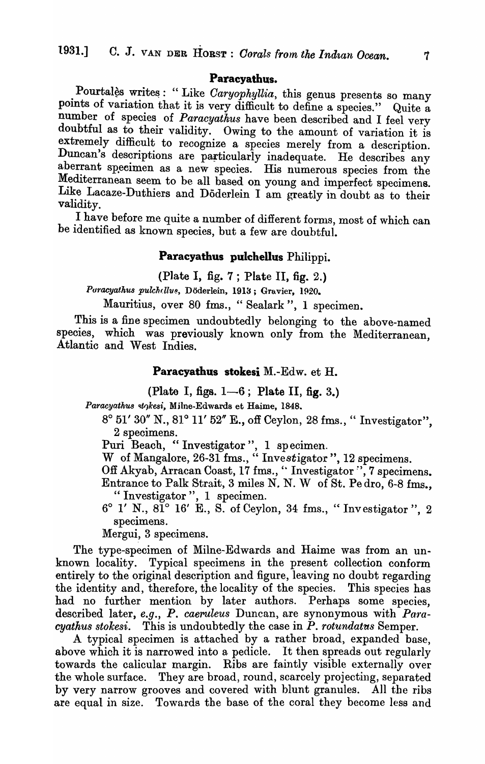## Paracyathus.

Pourtalès writes : " Like *Caryophyllia*, this genus presents so many points of variation that it is very difficult to define a species." Quite a number of species of *Paracyathus* have been described and I feel very doubtful as to their validity. Owing to the amount of variation it is extremely difficult to recognize a species merely from a description. Duncan's descriptions are particularly inadequate. He describes any aberrant specimen as a new species. His numerous species from the Mediterranean seem to be all based on young and imperfect specimens. Like Lacaze-Duthiers and Döderlein I am greatly in doubt as to their validity.

I have before me quite a number of different forms, most of which can be identified as known species, but a few are doubtful.

### Paracyathus pulchellus Philippi.

(Plate I, fig. 7 ; Plate II, fig. 2.)

*Paracyathus pulchellus*, Döderlein, 1913 ; Gravier, 1920.

Mauritius, over 80 fms., " Sealark ", 1 specimen.

This is a fine specimen undoubtedly belonging to the above-named species, which was previously known only from the Mediterranean, Atlantic and West Indies.

### Paracyathus stokesi M.-Edw. et H.

(Plate I, figs. 1—6 ; Plate II, fig. 3.)

*Paracyathus stokesi*, Milne-Edwards et Haime, 1848.

8° 51′ 30″ N., 81° 11′ 52″ E., off Ceylon, 28 fms., " Investigator", 2 specimens.

Puri Beach, " Investigator ", 1 specimen.

W of Mangalore, 26-31 fms., " Investigator ", 12 specimens.

Off Akyab, Arracan Coast, 17 fms., " Investigator ", 7 specimens.

Entrance to Palk Strait, 3 miles N. N. W of St. Pedro, 6-8 fms., " Investigator ", 1 specimen.

6° 1′ N., 81° 16′ E., S. of Ceylon, 34 fms., " Investigator ", 2 specimens.

Mergui, 3 specimens.

The type-specimen of Milne-Edwards and Haime was from an unknown locality. Typical specimens in the present collection conform entirely to the original description and figure, leaving no doubt regarding the identity and, therefore, the locality of the species. This species has had no further mention by later authors. Perhaps some species, described later, *e.g.*, *P. caeruleus* Duncan, are synonymous with *Paracyathus stokesi*. This is undoubtedly the case in *P. rotundatus* Semper.

A typical specimen is attached by a rather broad, expanded base, above which it is narrowed into a pedicle. It then spreads out regularly towards the calicular margin. Ribs are faintly visible externally over the whole surface. They are broad, round, scarcely projecting, separated by very narrow grooves and covered with blunt granules. All the ribs are equal in size. Towards the base of the coral they become less and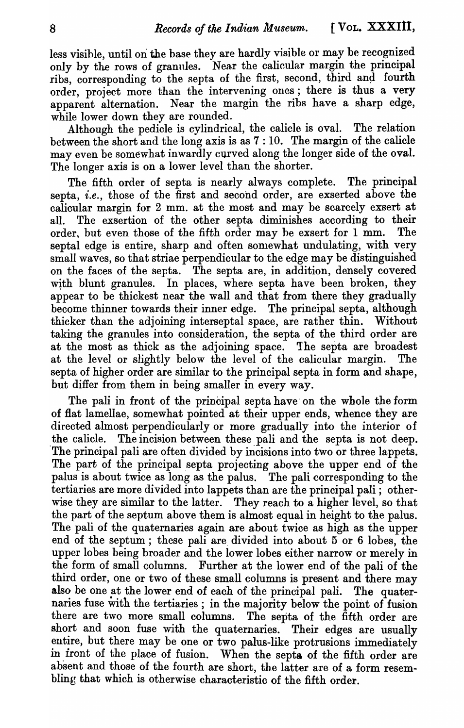less visible, until on the base they are hardly visible or may be recognized only by the rows of granules. Near the calicular margin the principal ribs, corresponding to the septa of the first, second, third and fourth order, project more than the intervening ones; there is thus a very apparent alternation. Near the margin the ribs have a sharp edge, while lower down they are rounded.

Although the pedicle is cylindrical, the calicle is oval. The relation between the short and the long axis is as 7 : 10. The margin of the calicle may even be somewhat inwardly curved along the longer side of the oval. The longer axis is on a lower level than the shorter.

The fifth order of septa is nearly always complete. The principal septa, *i.e.*, those of the first and second order, are exserted above the calicular margin for 2 mm. at the most and may be scarcely exsert at all. The exsertion of the other septa diminishes according to their order, but even those of the fifth order may be exsert for 1 mm. The septal edge is entire, sharp and often somewhat undulating, with very small waves, so that striae perpendicular to the edge may be distinguished on the faces of the septa. The septa are, in addition, densely covered with blunt granules. In places, where septa have been broken, they appear to be thickest near the wall and that from there they gradually become thinner towards their inner edge. The principal septa, although thicker than the adjoining interseptal space, are rather thin. Without taking the granules into consideration, the septa of the third order are at the most as thick as the adjoining space. The septa are broadest at the level or slightly below the level of the calicular margin. The septa of higher order are similar to the principal septa in form and shape, but differ from them in being smaller in every way.

The pali in front of the principal septa have on the whole the form of flat lamellae, somewhat pointed at their upper ends, whence they are directed almost perpendicularly or more gradually into the interior of the calicle. The incision between these pali and the septa is not deep. The principal pali are often divided by incisions into two or three lappets. The part of the principal septa projecting above the upper end of the palus is about twice as long as the palus. The pali corresponding to the tertiaries are more divided into lappets than are the principal pali; otherwise they are similar to the latter. They reach to a higher level, so that the part of the septum above them is almost equal in height to the palus. The pali of the quaternaries again are about twice as high as the upper end of the septum; these pali are divided into about 5 or 6 lobes, the upper lobes being broader and the lower lobes either narrow or merely in the form of small columns. Further at the lower end of the pali of the third order, one or two of these small columns is present and there may also be one at the lower end of each of the principal pali. The quaternaries fuse with the tertiaries; in the majority below the point of fusion there are two more small columns. The septa of the fifth order are short and soon fuse with the quaternaries. Their edges are usually entire, but there may be one or two palus-like protrusions immediately in front of the place of fusion. When the septa of the fifth order are absent and those of the fourth are short, the latter are of a form resembling that which is otherwise characteristic of the fifth order.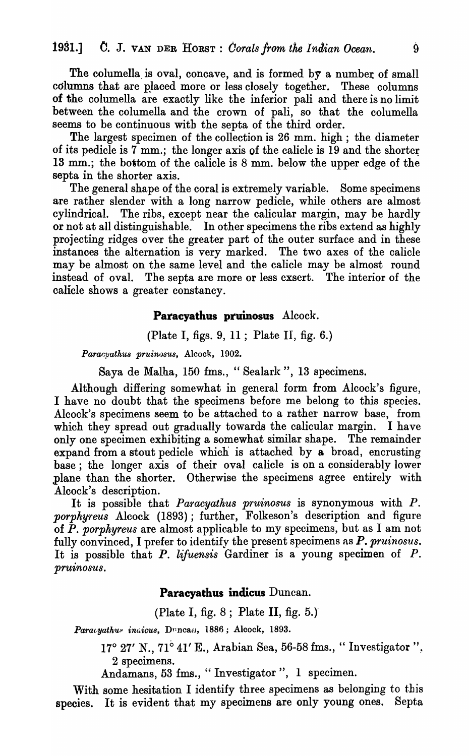The columella is oval, concave, and is formed by a number of small columns that are placed more or less closely together. These columns of the columella are exactly like the inferior pali and there is no limit between the columella and the crown of pali, so that the columella seems to be continuous with the septa of the third order.

The largest specimen of the collection is 26 mm. high; the diameter of its pedicle is 7 mm.; the longer axis of the calicle is 19 and the shorter 13 mm.; the bottom of the calicle is 8 mm. below the upper edge of the septa in the shorter axis.

The general shape of the coral is extremely variable. Some specimens are rather slender with a long narrow pedicle, while others are almost cylindrical. The ribs, except near the calicular margin, may be hardly or not at all distinguishable. In other specimens the ribs extend as highly projecting ridges over the greater part of the outer surface and in these instances the alternation is very marked. The two axes of the calicle may be almost on the same level and the calicle may be almost round instead of oval. The septa are more or less exsert. The interior of the calicle shows a greater constancy.

### Paracyathus pruinosus Alcock.

(Plate I, figs. 9, 11; Plate II, fig. 6.)

*Paracyathus pruinosus*, Alcock, 1902.

Saya de Malha, 150 fms., "Sealark", 13 specimens.

Although differing somewhat in general form from Alcock's figure, I have no doubt that the specimens before me belong to this species. Alcock's specimens seem to be attached to a rather narrow base, from which they spread out gradually towards the calicular margin. I have only one specimen exhibiting a somewhat similar shape. The remainder expand from a stout pedicle which is attached by a broad, encrusting base; the longer axis of their oval calicle is on a considerably lower plane than the shorter. Otherwise the specimens agree entirely with Alcock's description.

It is possible that *Paracyathus pruinosus* is synonymous with *P. porphyreus* Alcock (1893); further, Folkeson's description and figure of *P. porphyreus* are almost applicable to my specimens, but as I am not fully convinced, I prefer to identify the present specimens as *P. pruinosus*. It is possible that *P. lifuensis* Gardiner is a young specimen of *P. pruinosus*.

### Paracyathus indicus Duncan.

(Plate I, fig. 8; Plate II, fig. 5.)

*Paracyathus indicus*, Duncan, 1886; Alcock, 1893.

17° 27′ N., 71° 41′ E., Arabian Sea, 56-58 fms., "Investigator", 2 specimens.

Andamans, 53 fms., "Investigator", 1 specimen.

With some hesitation I identify three specimens as belonging to this species. It is evident that my specimens are only young ones. Septa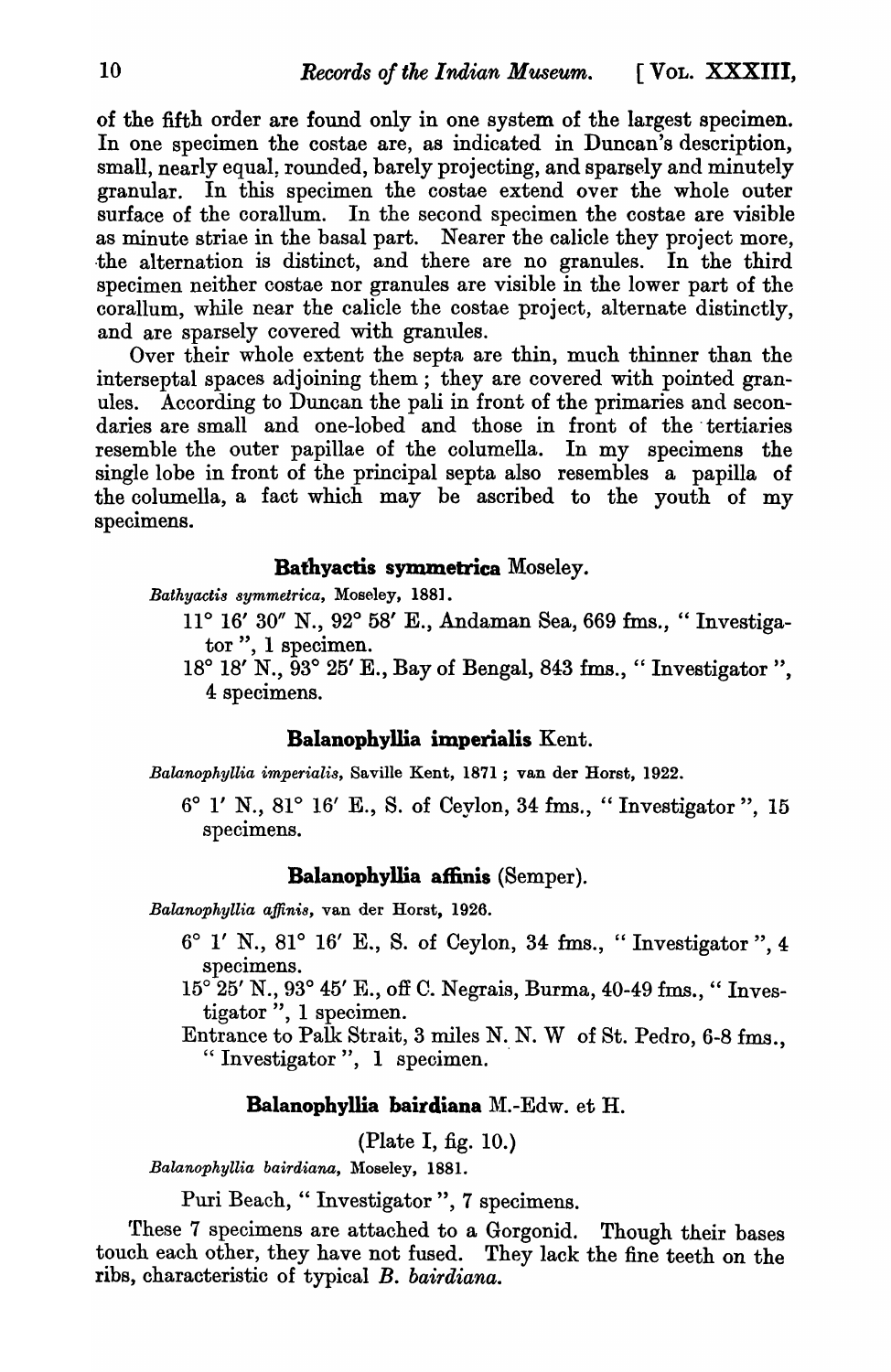of the fifth order are found only in one system of the largest specimen. In one specimen the costae are, as indicated in Duncan's description, small, nearly equal, rounded, barely projecting, and sparsely and minutely granular. In this specimen the costae extend over the whole outer surface of the corallum. In the second specimen the costae are visible as minute striae in the basal part. Nearer the calicle they project more, the alternation is distinct, and there are no granules. In the third specimen neither costae nor granules are visible in the lower part of the corallum, while near the calicle the costae project, alternate distinctly, and are sparsely covered with granules.

Over their whole extent the septa are thin, much thinner than the interseptal spaces adjoining them; they are covered with pointed granules. According to Duncan the pali in front of the primaries and secondaries are small and one-lobed and those in front of the tertiaries resemble the outer papillae of the columella. In my specimens the single lobe in front of the principal septa also resembles a papilla of the columella, a fact which may be ascribed to the youth of my specimens.

### Bathyactis symmetrica Moseley.

*Bathyactis symmetrica*, Moseley, 1881.

11° 16′ 30″ N., 92° 58′ E., Andaman Sea, 669 fms., "Investigator", 1 specimen.

18° 18′ N., 93° 25′ E., Bay of Bengal, 843 fms., "Investigator", 4 specimens.

### Balanophyllia imperialis Kent.

*Balanophyllia imperialis*, Saville Kent, 1871; van der Horst, 1922.

6° 1′ N., 81° 16′ E., S. of Ceylon, 34 fms., "Investigator", 15 specimens.

### Balanophyllia affinis (Semper).

*Balanophyllia affinis*, van der Horst, 1926.

6° 1′ N., 81° 16′ E., S. of Ceylon, 34 fms., "Investigator", 4 specimens.

15° 25′ N., 93° 45′ E., off C. Negrais, Burma, 40-49 fms., "Investigator", 1 specimen.

Entrance to Palk Strait, 3 miles N. N. W of St. Pedro, 6-8 fms., "Investigator", 1 specimen.

### Balanophyllia bairdiana M.-Edw. et H.

(Plate I, fig. 10.)

*Balanophyllia bairdiana*, Moseley, 1881.

Puri Beach, "Investigator", 7 specimens.

These 7 specimens are attached to a Gorgonid. Though their bases touch each other, they have not fused. They lack the fine teeth on the ribs, characteristic of typical *B. bairdiana*.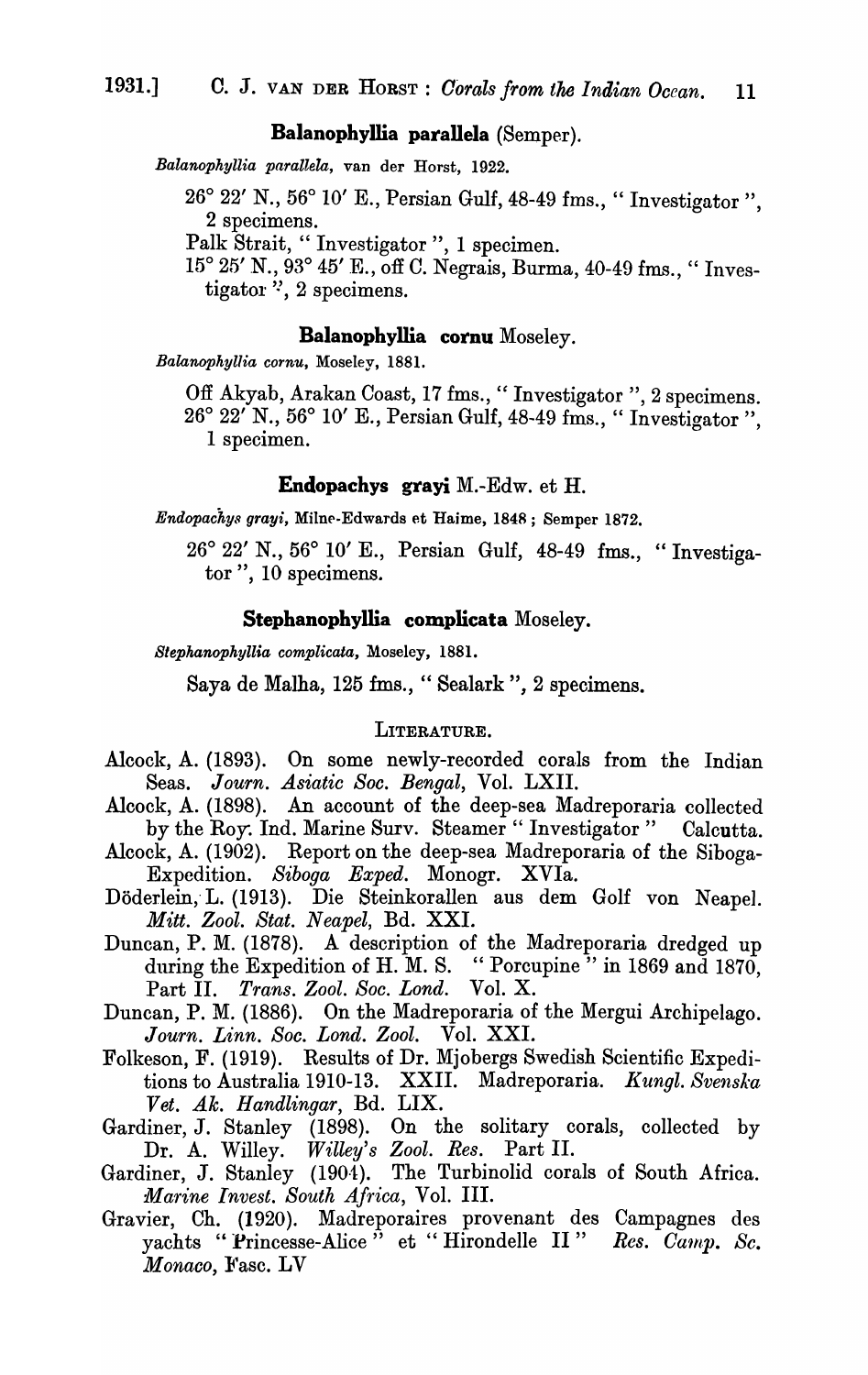**Balanophyllia parallela** (Semper).

*Balanophyllia parallela*, van der Horst, 1922.

26° 22′ N., 56° 10′ E., Persian Gulf, 48-49 fms., " Investigator ", 2 specimens.

Palk Strait, " Investigator ", 1 specimen.

15° 25′ N., 93° 45′ E., off C. Negrais, Burma, 40-49 fms., " Investigator ", 2 specimens.

**Balanophyllia cornu** Moseley.

*Balanophyllia cornu*, Moseley, 1881.

Off Akyab, Arakan Coast, 17 fms., " Investigator ", 2 specimens.

26° 22′ N., 56° 10′ E., Persian Gulf, 48-49 fms., " Investigator ", 1 specimen.

**Endopachys grayi** M.-Edw. et H.

*Endopachys grayi*, Milne-Edwards et Haime, 1848 ; Semper 1872.

26° 22′ N., 56° 10′ E., Persian Gulf, 48-49 fms., " Investigator ", 10 specimens.

**Stephanophyllia complicata** Moseley.

*Stephanophyllia complicata*, Moseley, 1881.

Saya de Malha, 125 fms., " Sealark ", 2 specimens.

LITERATURE.

Alcock, A. (1893). On some newly-recorded corals from the Indian Seas. *Journ. Asiatic Soc. Bengal*, Vol. LXII.

Alcock, A. (1898). An account of the deep-sea Madreporaria collected by the Roy. Ind. Marine Surv. Steamer " Investigator " Calcutta.

Alcock, A. (1902). Report on the deep-sea Madreporaria of the Siboga-Expedition. *Siboga Exped.* Monogr. XVIa.

Döderlein, L. (1913). Die Steinkorallen aus dem Golf von Neapel. *Mitt. Zool. Stat. Neapel*, Bd. XXI.

Duncan, P. M. (1878). A description of the Madreporaria dredged up during the Expedition of H. M. S. " Porcupine " in 1869 and 1870, Part II. *Trans. Zool. Soc. Lond.* Vol. X.

Duncan, P. M. (1886). On the Madreporaria of the Mergui Archipelago. *Journ. Linn. Soc. Lond. Zool.* Vol. XXI.

Folkeson, F. (1919). Results of Dr. Mjobergs Swedish Scientific Expeditions to Australia 1910-13. XXII. Madreporaria. *Kungl. Svenska Vet. Ak. Handlingar*, Bd. LIX.

Gardiner, J. Stanley (1898). On the solitary corals, collected by Dr. A. Willey. *Willey's Zool. Res.* Part II.

Gardiner, J. Stanley (1904). The Turbinolid corals of South Africa. *Marine Invest. South Africa*, Vol. III.

Gravier, Ch. (1920). Madreporaires provenant des Campagnes des yachts " Princesse-Alice " et " Hirondelle II " *Res. Camp. Sc. Monaco*, Fasc. LV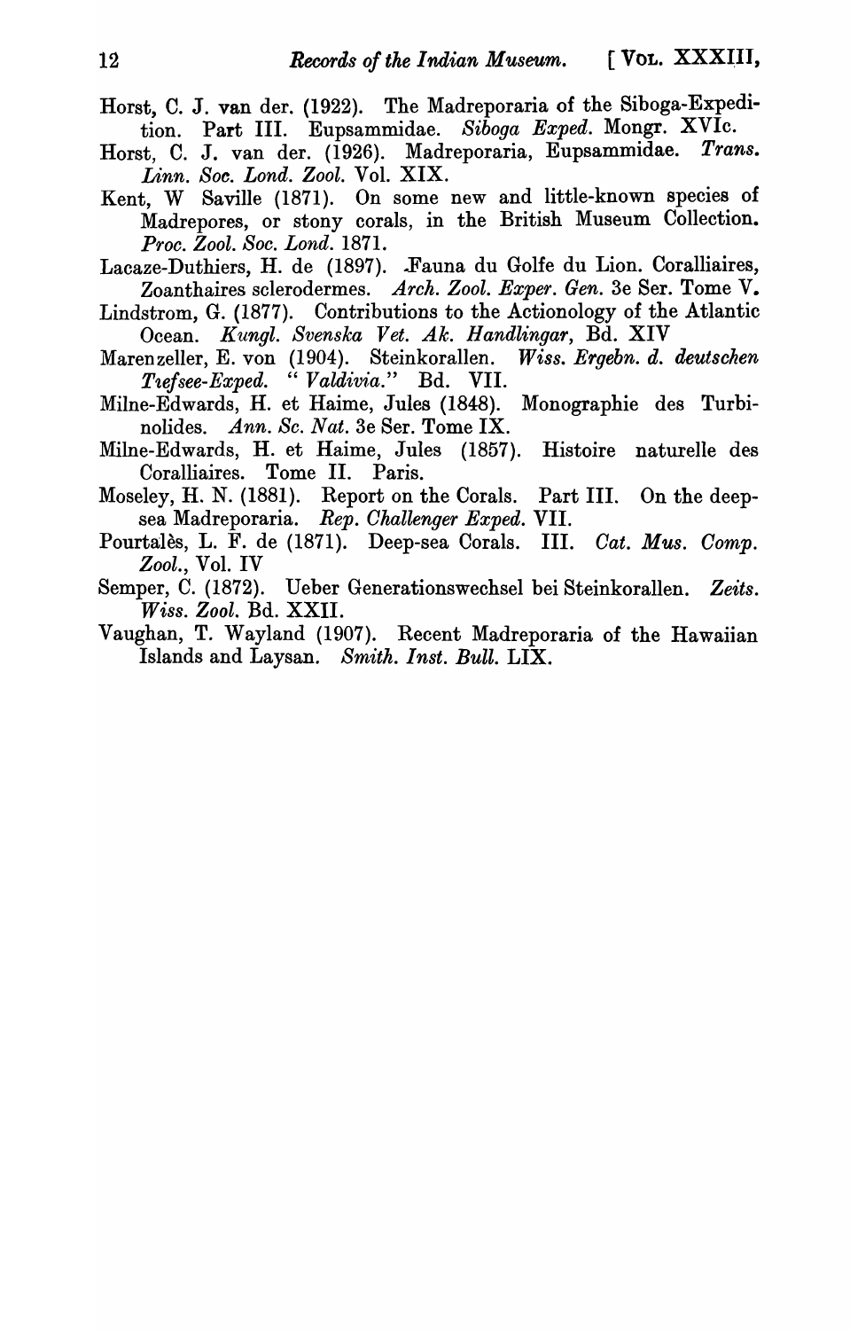Horst, C. J. van der. (1922). The Madreporaria of the Siboga-Expedition. Part III. Eupsammidae. *Siboga Exped.* Mongr. XVIc.

Horst, C. J. van der. (1926). Madreporaria, Eupsammidae. *Trans. Linn. Soc. Lond. Zool.* Vol. XIX.

Kent, W Saville (1871). On some new and little-known species of Madrepores, or stony corals, in the British Museum Collection. *Proc. Zool. Soc. Lond.* 1871.

Lacaze-Duthiers, H. de (1897). Fauna du Golfe du Lion. Coralliaires, Zoanthaires sclerodermes. *Arch. Zool. Exper. Gen.* 3e Ser. Tome V.

Lindstrom, G. (1877). Contributions to the Actionology of the Atlantic Ocean. *Kungl. Svenska Vet. Ak. Handlingar*, Bd. XIV

Marenzeller, E. von (1904). Steinkorallen. *Wiss. Ergebn. d. deutschen Tiefsee-Exped. "Valdivia."* Bd. VII.

Milne-Edwards, H. et Haime, Jules (1848). Monographie des Turbinolides. *Ann. Sc. Nat.* 3e Ser. Tome IX.

Milne-Edwards, H. et Haime, Jules (1857). Histoire naturelle des Coralliaires. Tome II. Paris.

Moseley, H. N. (1881). Report on the Corals. Part III. On the deep-sea Madreporaria. *Rep. Challenger Exped.* VII.

Pourtalès, L. F. de (1871). Deep-sea Corals. III. *Cat. Mus. Comp. Zool.*, Vol. IV

Semper, C. (1872). Ueber Generationswechsel bei Steinkorallen. *Zeits. Wiss. Zool.* Bd. XXII.

Vaughan, T. Wayland (1907). Recent Madreporaria of the Hawaiian Islands and Laysan. *Smith. Inst. Bull.* LIX.